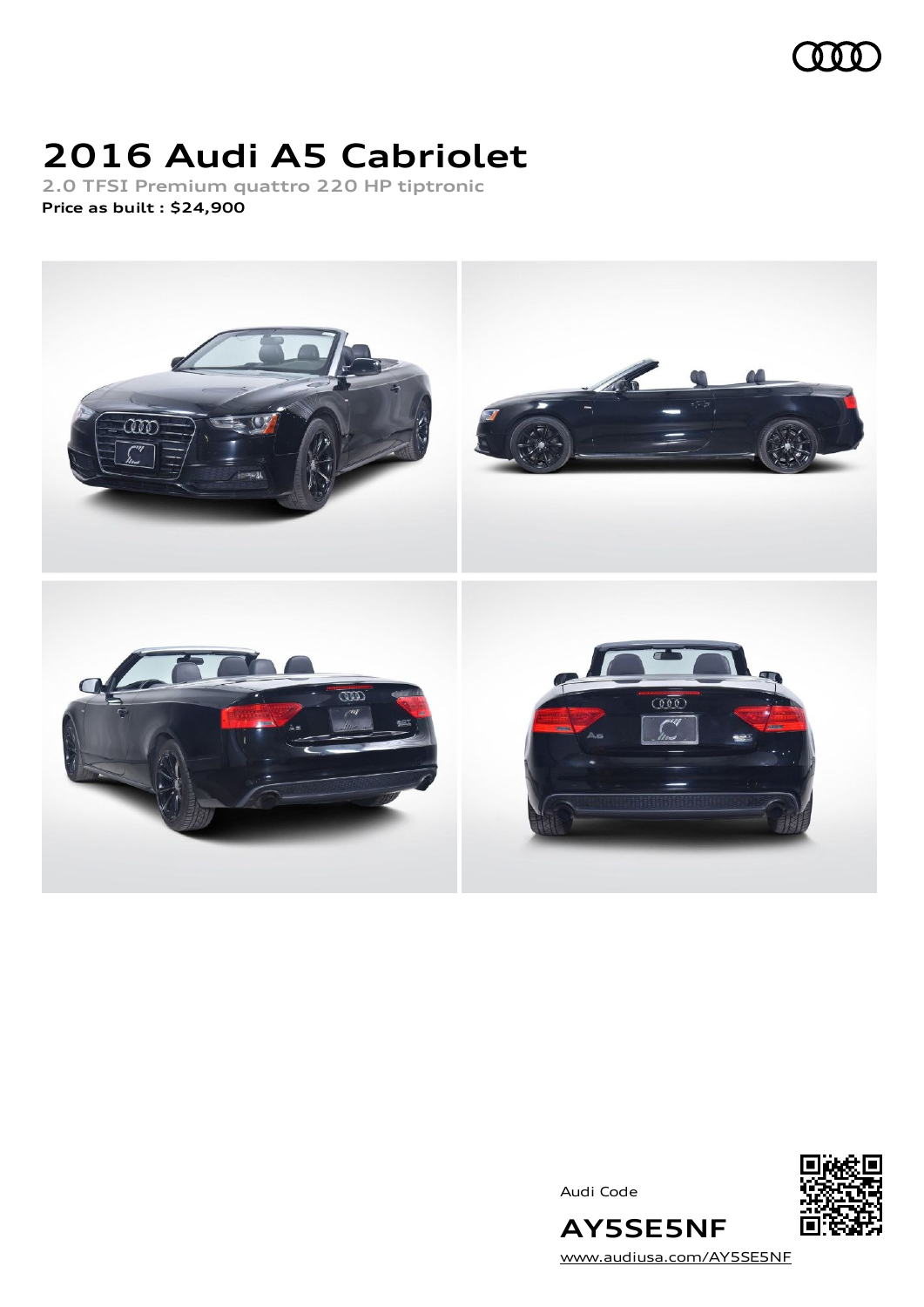# 2016 Audi A5 Cabriolet

2.0 TFSI Premium quattro 220 HP tiptronic

**Price as built : $24,900**

Audi Code

**AY5SE5NF**

www.audiusa.com/AY5SE5NF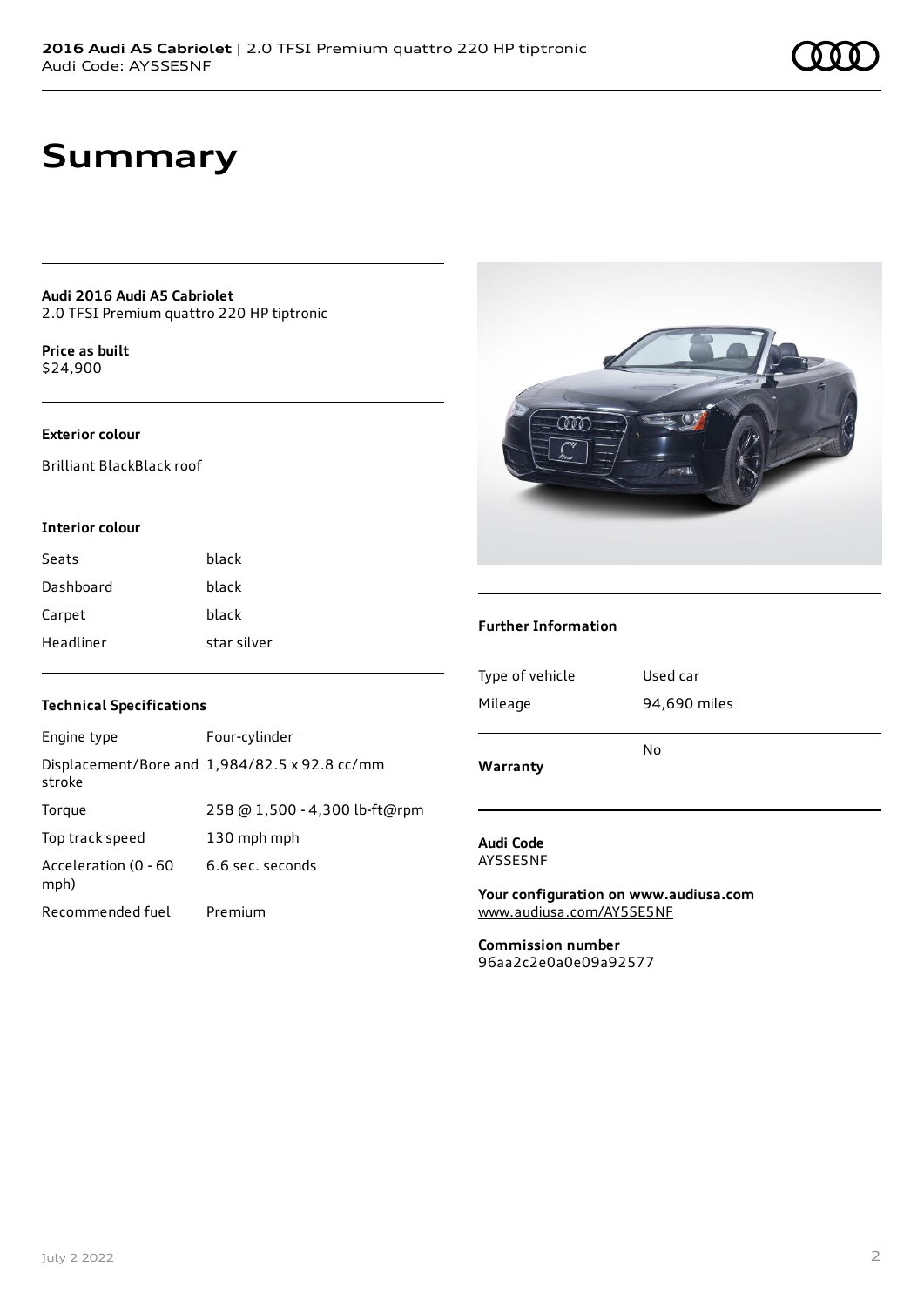# Summary

**Audi 2016 Audi A5 Cabriolet**
2.0 TFSI Premium quattro 220 HP tiptronic

**Price as built**
$24,900

### Exterior colour

Brilliant BlackBlack roof

### Interior colour

| | |
|---|---|
| Seats | black |
| Dashboard | black |
| Carpet | black |
| Headliner | star silver |

### Technical Specifications

| | |
|---|---|
| Engine type | Four-cylinder |
| Displacement/Bore and stroke | 1,984/82.5 x 92.8 cc/mm |
| Torque | 258 @ 1,500 - 4,300 lb-ft@rpm |
| Top track speed | 130 mph mph |
| Acceleration (0 - 60 mph) | 6.6 sec. seconds |
| Recommended fuel | Premium |

### Further Information

| | |
|---|---|
| Type of vehicle | Used car |
| Mileage | 94,690 miles |
| **Warranty** | No |

**Audi Code**
AY5SE5NF

**Your configuration on www.audiusa.com**
www.audiusa.com/AY5SE5NF

**Commission number**
96aa2c2e0a0e09a92577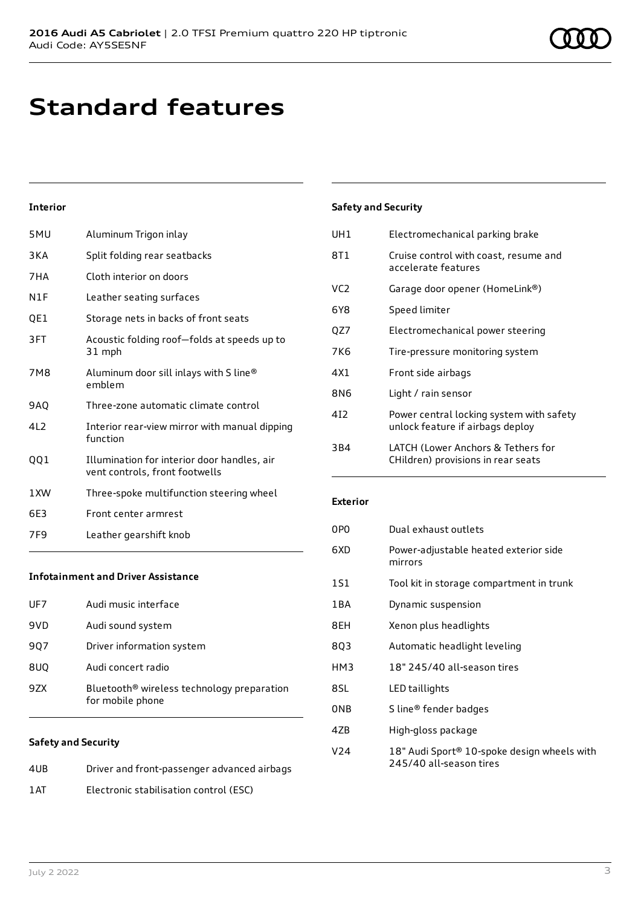# Standard features

### Interior

| | |
|---|---|
| 5MU | Aluminum Trigon inlay |
| 3KA | Split folding rear seatbacks |
| 7HA | Cloth interior on doors |
| N1F | Leather seating surfaces |
| QE1 | Storage nets in backs of front seats |
| 3FT | Acoustic folding roof—folds at speeds up to 31 mph |
| 7M8 | Aluminum door sill inlays with S line® emblem |
| 9AQ | Three-zone automatic climate control |
| 4L2 | Interior rear-view mirror with manual dipping function |
| QQ1 | Illumination for interior door handles, air vent controls, front footwells |
| 1XW | Three-spoke multifunction steering wheel |
| 6E3 | Front center armrest |
| 7F9 | Leather gearshift knob |

### Infotainment and Driver Assistance

| | |
|---|---|
| UF7 | Audi music interface |
| 9VD | Audi sound system |
| 9Q7 | Driver information system |
| 8UQ | Audi concert radio |
| 9ZX | Bluetooth® wireless technology preparation for mobile phone |

### Safety and Security

| | |
|---|---|
| 4UB | Driver and front-passenger advanced airbags |
| 1AT | Electronic stabilisation control (ESC) |
| UH1 | Electromechanical parking brake |
| 8T1 | Cruise control with coast, resume and accelerate features |
| VC2 | Garage door opener (HomeLink®) |
| 6Y8 | Speed limiter |
| QZ7 | Electromechanical power steering |
| 7K6 | Tire-pressure monitoring system |
| 4X1 | Front side airbags |
| 8N6 | Light / rain sensor |
| 4I2 | Power central locking system with safety unlock feature if airbags deploy |
| 3B4 | LATCH (Lower Anchors & Tethers for CHildren) provisions in rear seats |

### Exterior

| | |
|---|---|
| 0P0 | Dual exhaust outlets |
| 6XD | Power-adjustable heated exterior side mirrors |
| 1S1 | Tool kit in storage compartment in trunk |
| 1BA | Dynamic suspension |
| 8EH | Xenon plus headlights |
| 8Q3 | Automatic headlight leveling |
| HM3 | 18" 245/40 all-season tires |
| 8SL | LED taillights |
| 0NB | S line® fender badges |
| 4ZB | High-gloss package |
| V24 | 18" Audi Sport® 10-spoke design wheels with 245/40 all-season tires |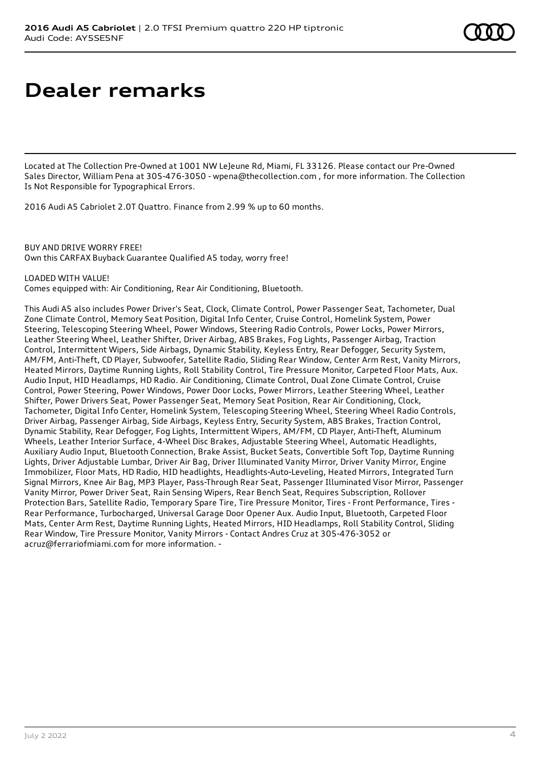# Dealer remarks

Located at The Collection Pre-Owned at 1001 NW LeJeune Rd, Miami, FL 33126. Please contact our Pre-Owned Sales Director, William Pena at 305-476-3050 - wpena@thecollection.com , for more information. The Collection Is Not Responsible for Typographical Errors.

2016 Audi A5 Cabriolet 2.0T Quattro. Finance from 2.99 % up to 60 months.

BUY AND DRIVE WORRY FREE!
Own this CARFAX Buyback Guarantee Qualified A5 today, worry free!

LOADED WITH VALUE!
Comes equipped with: Air Conditioning, Rear Air Conditioning, Bluetooth.

This Audi A5 also includes Power Driver's Seat, Clock, Climate Control, Power Passenger Seat, Tachometer, Dual Zone Climate Control, Memory Seat Position, Digital Info Center, Cruise Control, Homelink System, Power Steering, Telescoping Steering Wheel, Power Windows, Steering Radio Controls, Power Locks, Power Mirrors, Leather Steering Wheel, Leather Shifter, Driver Airbag, ABS Brakes, Fog Lights, Passenger Airbag, Traction Control, Intermittent Wipers, Side Airbags, Dynamic Stability, Keyless Entry, Rear Defogger, Security System, AM/FM, Anti-Theft, CD Player, Subwoofer, Satellite Radio, Sliding Rear Window, Center Arm Rest, Vanity Mirrors, Heated Mirrors, Daytime Running Lights, Roll Stability Control, Tire Pressure Monitor, Carpeted Floor Mats, Aux. Audio Input, HID Headlamps, HD Radio. Air Conditioning, Climate Control, Dual Zone Climate Control, Cruise Control, Power Steering, Power Windows, Power Door Locks, Power Mirrors, Leather Steering Wheel, Leather Shifter, Power Drivers Seat, Power Passenger Seat, Memory Seat Position, Rear Air Conditioning, Clock, Tachometer, Digital Info Center, Homelink System, Telescoping Steering Wheel, Steering Wheel Radio Controls, Driver Airbag, Passenger Airbag, Side Airbags, Keyless Entry, Security System, ABS Brakes, Traction Control, Dynamic Stability, Rear Defogger, Fog Lights, Intermittent Wipers, AM/FM, CD Player, Anti-Theft, Aluminum Wheels, Leather Interior Surface, 4-Wheel Disc Brakes, Adjustable Steering Wheel, Automatic Headlights, Auxiliary Audio Input, Bluetooth Connection, Brake Assist, Bucket Seats, Convertible Soft Top, Daytime Running Lights, Driver Adjustable Lumbar, Driver Air Bag, Driver Illuminated Vanity Mirror, Driver Vanity Mirror, Engine Immobilizer, Floor Mats, HD Radio, HID headlights, Headlights-Auto-Leveling, Heated Mirrors, Integrated Turn Signal Mirrors, Knee Air Bag, MP3 Player, Pass-Through Rear Seat, Passenger Illuminated Visor Mirror, Passenger Vanity Mirror, Power Driver Seat, Rain Sensing Wipers, Rear Bench Seat, Requires Subscription, Rollover Protection Bars, Satellite Radio, Temporary Spare Tire, Tire Pressure Monitor, Tires - Front Performance, Tires - Rear Performance, Turbocharged, Universal Garage Door Opener Aux. Audio Input, Bluetooth, Carpeted Floor Mats, Center Arm Rest, Daytime Running Lights, Heated Mirrors, HID Headlamps, Roll Stability Control, Sliding Rear Window, Tire Pressure Monitor, Vanity Mirrors - Contact Andres Cruz at 305-476-3052 or acruz@ferrariofmiami.com for more information. -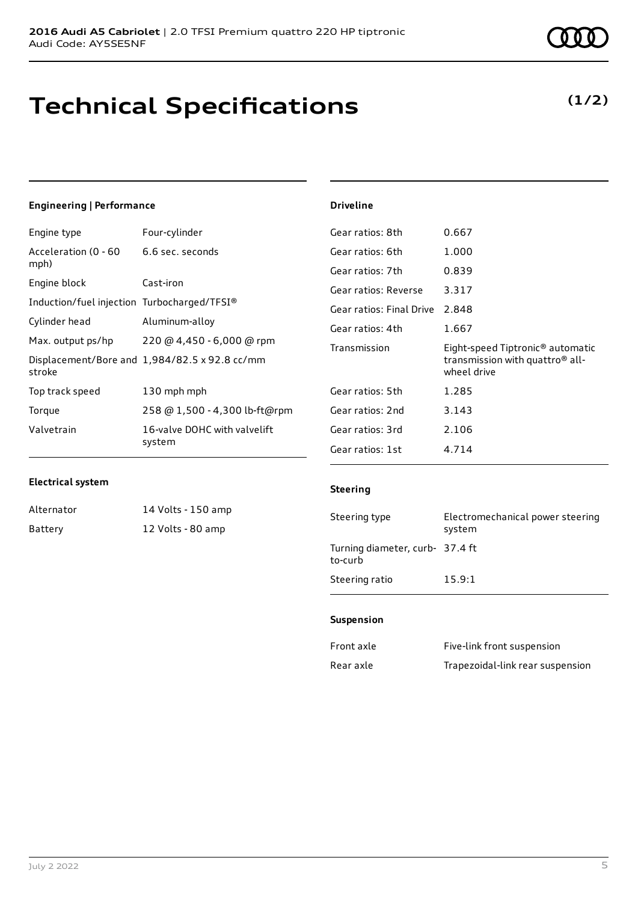**2016 Audi A5 Cabriolet** | 2.0 TFSI Premium quattro 220 HP tiptronic
Audi Code: AY5SE5NF

# Technical Specifications

**(1/2)**

### Engineering | Performance

| | |
|---|---|
| Engine type | Four-cylinder |
| Acceleration (0 - 60 mph) | 6.6 sec. seconds |
| Engine block | Cast-iron |
| Induction/fuel injection | Turbocharged/TFSI® |
| Cylinder head | Aluminum-alloy |
| Max. output ps/hp | 220 @ 4,450 - 6,000 @ rpm |
| Displacement/Bore and stroke | 1,984/82.5 x 92.8 cc/mm |
| Top track speed | 130 mph mph |
| Torque | 258 @ 1,500 - 4,300 lb-ft@rpm |
| Valvetrain | 16-valve DOHC with valvelift system |

### Electrical system

| | |
|---|---|
| Alternator | 14 Volts - 150 amp |
| Battery | 12 Volts - 80 amp |

### Driveline

| | |
|---|---|
| Gear ratios: 8th | 0.667 |
| Gear ratios: 6th | 1.000 |
| Gear ratios: 7th | 0.839 |
| Gear ratios: Reverse | 3.317 |
| Gear ratios: Final Drive | 2.848 |
| Gear ratios: 4th | 1.667 |
| Transmission | Eight-speed Tiptronic® automatic transmission with quattro® all-wheel drive |
| Gear ratios: 5th | 1.285 |
| Gear ratios: 2nd | 3.143 |
| Gear ratios: 3rd | 2.106 |
| Gear ratios: 1st | 4.714 |

### Steering

| | |
|---|---|
| Steering type | Electromechanical power steering system |
| Turning diameter, curb-to-curb | 37.4 ft |
| Steering ratio | 15.9:1 |

### Suspension

| | |
|---|---|
| Front axle | Five-link front suspension |
| Rear axle | Trapezoidal-link rear suspension |

July 2 2022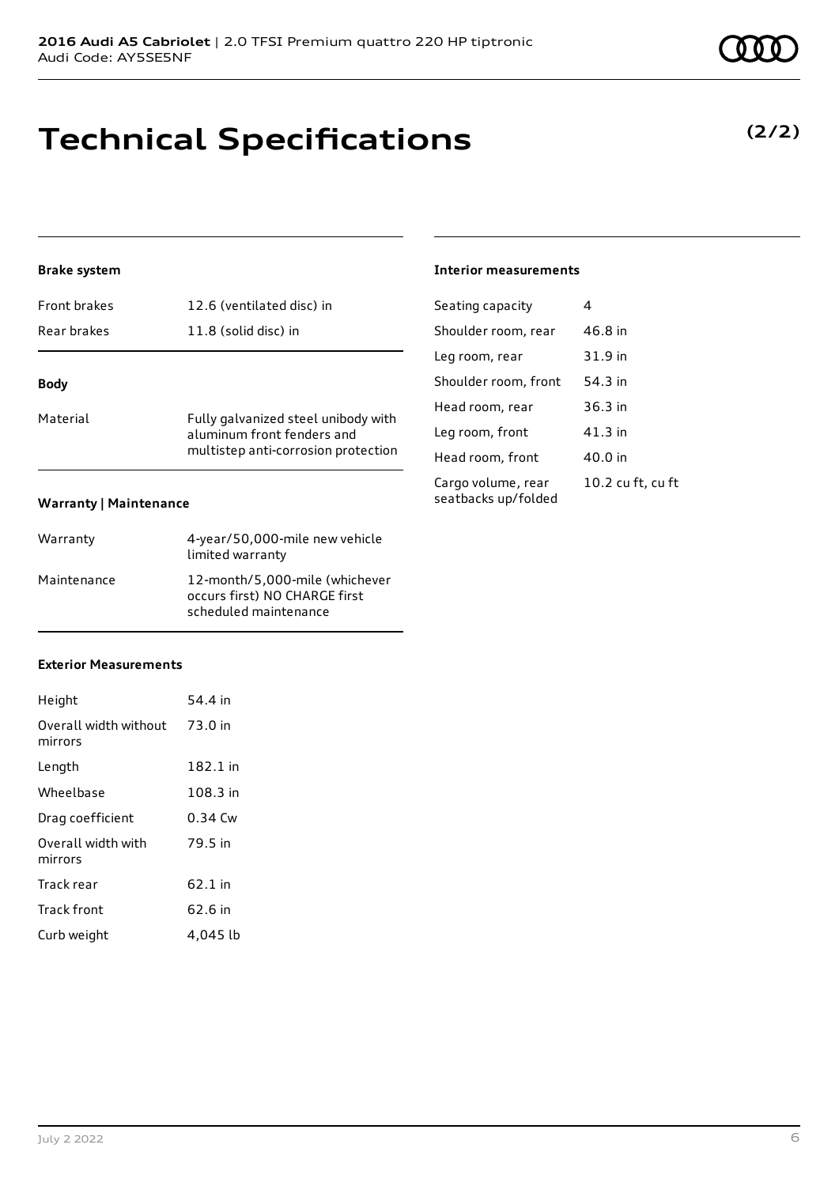# Technical Specifications

**(2/2)**

### Brake system

| | |
|---|---|
| Front brakes | 12.6 (ventilated disc) in |
| Rear brakes | 11.8 (solid disc) in |

### Body

| | |
|---|---|
| Material | Fully galvanized steel unibody with aluminum front fenders and multistep anti-corrosion protection |

### Warranty | Maintenance

| | |
|---|---|
| Warranty | 4-year/50,000-mile new vehicle limited warranty |
| Maintenance | 12-month/5,000-mile (whichever occurs first) NO CHARGE first scheduled maintenance |

### Exterior Measurements

| | |
|---|---|
| Height | 54.4 in |
| Overall width without mirrors | 73.0 in |
| Length | 182.1 in |
| Wheelbase | 108.3 in |
| Drag coefficient | 0.34 Cw |
| Overall width with mirrors | 79.5 in |
| Track rear | 62.1 in |
| Track front | 62.6 in |
| Curb weight | 4,045 lb |

### Interior measurements

| | |
|---|---|
| Seating capacity | 4 |
| Shoulder room, rear | 46.8 in |
| Leg room, rear | 31.9 in |
| Shoulder room, front | 54.3 in |
| Head room, rear | 36.3 in |
| Leg room, front | 41.3 in |
| Head room, front | 40.0 in |
| Cargo volume, rear seatbacks up/folded | 10.2 cu ft, cu ft |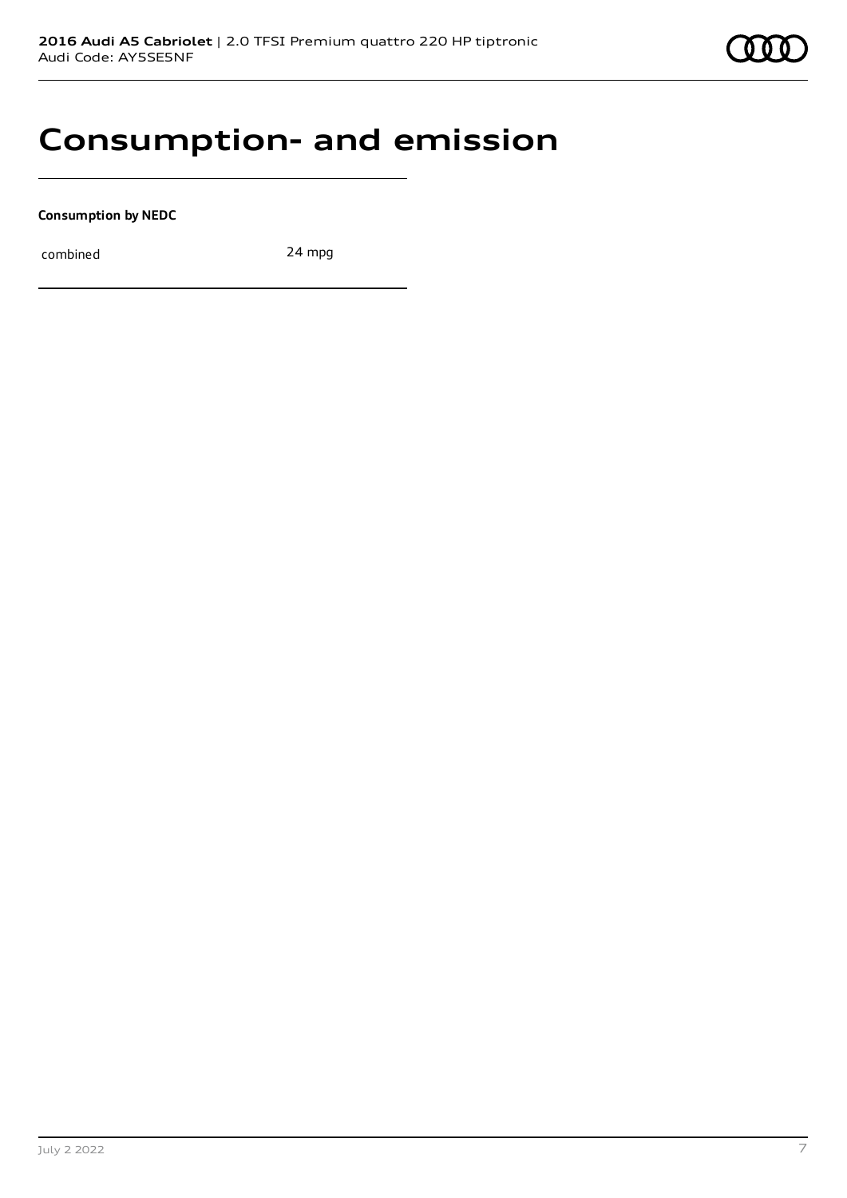# Consumption- and emission

**Consumption by NEDC**

| combined | 24 mpg |
|---|---|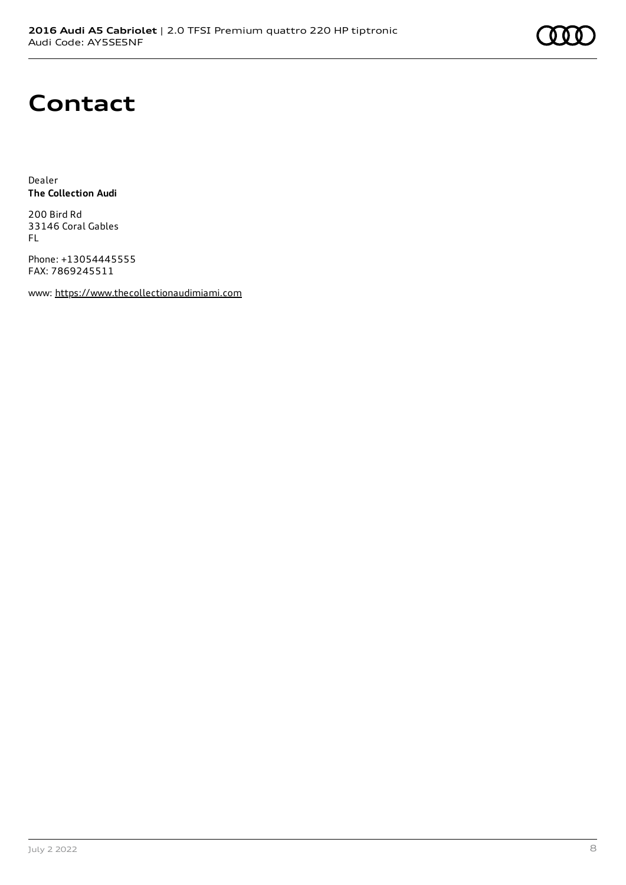# Contact

Dealer
**The Collection Audi**

200 Bird Rd
33146 Coral Gables
FL

Phone: +13054445555
FAX: 7869245511

www: https://www.thecollectionaudimiami.com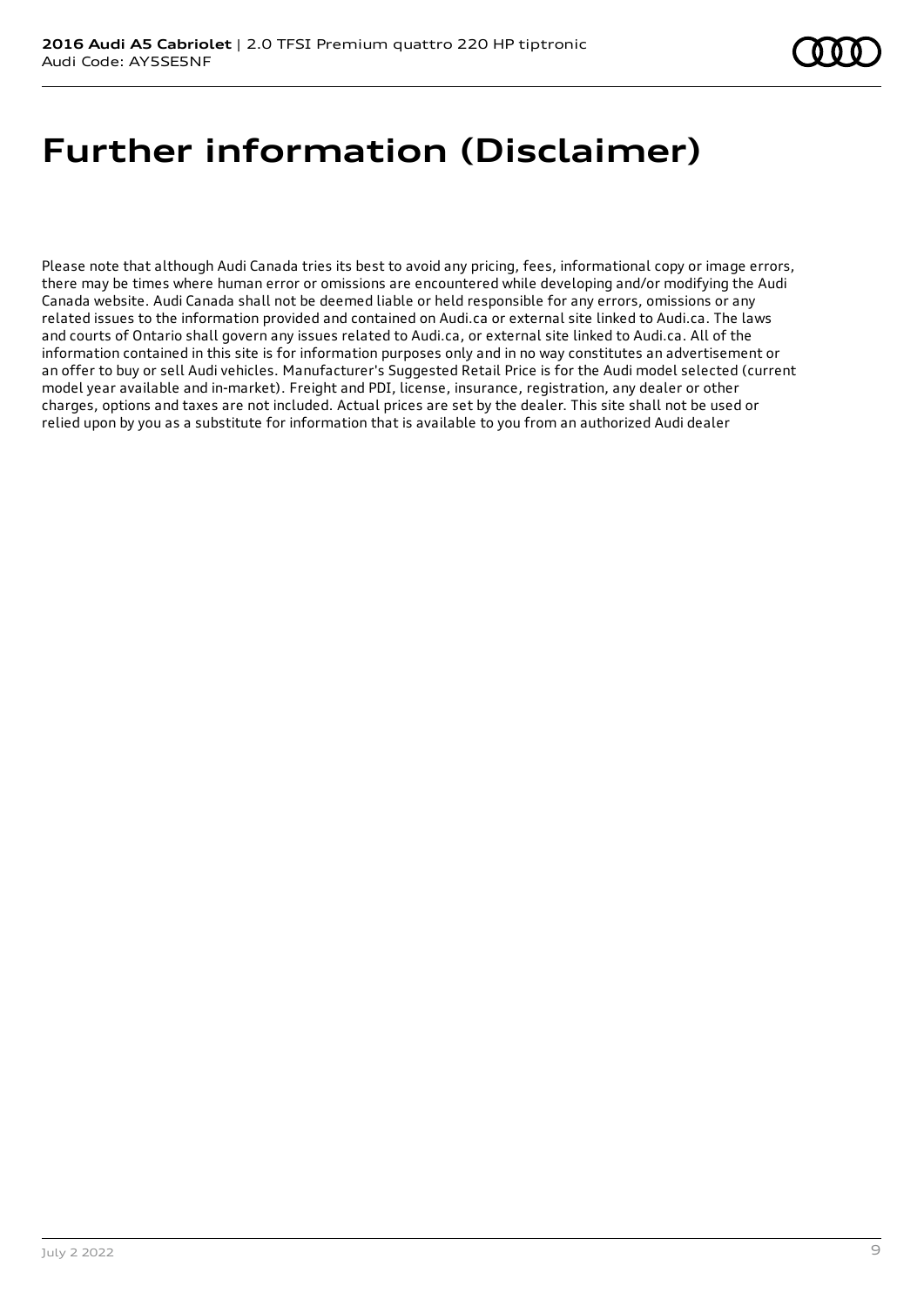# Further information (Disclaimer)

Please note that although Audi Canada tries its best to avoid any pricing, fees, informational copy or image errors, there may be times where human error or omissions are encountered while developing and/or modifying the Audi Canada website. Audi Canada shall not be deemed liable or held responsible for any errors, omissions or any related issues to the information provided and contained on Audi.ca or external site linked to Audi.ca. The laws and courts of Ontario shall govern any issues related to Audi.ca, or external site linked to Audi.ca. All of the information contained in this site is for information purposes only and in no way constitutes an advertisement or an offer to buy or sell Audi vehicles. Manufacturer's Suggested Retail Price is for the Audi model selected (current model year available and in-market). Freight and PDI, license, insurance, registration, any dealer or other charges, options and taxes are not included. Actual prices are set by the dealer. This site shall not be used or relied upon by you as a substitute for information that is available to you from an authorized Audi dealer